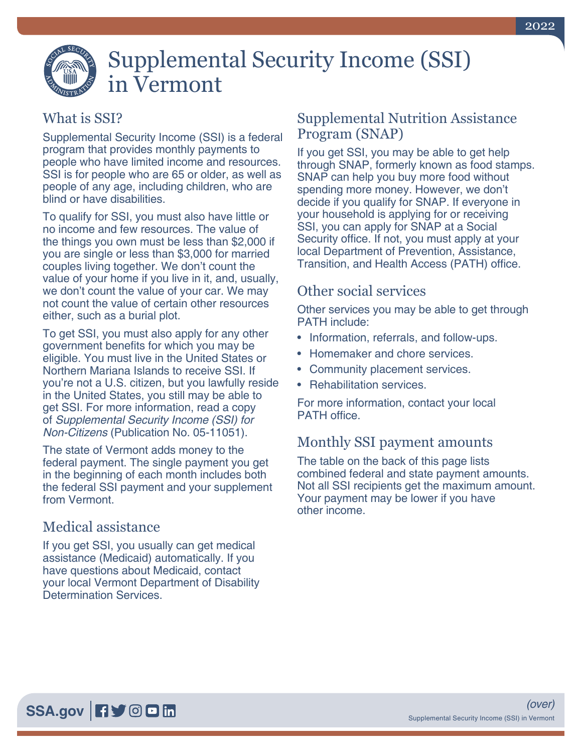# Supplemental Security Income (SSI) in Vermont

## What is SSI?

Supplemental Security Income (SSI) is a federal program that provides monthly payments to people who have limited income and resources. SSI is for people who are 65 or older, as well as people of any age, including children, who are blind or have disabilities.

To qualify for SSI, you must also have little or no income and few resources. The value of the things you own must be less than $2,000 if you are single or less than $3,000 for married couples living together. We don't count the value of your home if you live in it, and, usually, we don't count the value of your car. We may not count the value of certain other resources either, such as a burial plot.

To get SSI, you must also apply for any other government benefits for which you may be eligible. You must live in the United States or Northern Mariana Islands to receive SSI. If you're not a U.S. citizen, but you lawfully reside in the United States, you still may be able to get SSI. For more information, read a copy of *Supplemental Security Income (SSI) for Non-Citizens* (Publication No. 05-11051).

The state of Vermont adds money to the federal payment. The single payment you get in the beginning of each month includes both the federal SSI payment and your supplement from Vermont.

## Medical assistance

If you get SSI, you usually can get medical assistance (Medicaid) automatically. If you have questions about Medicaid, contact your local Vermont Department of Disability Determination Services.

## Supplemental Nutrition Assistance Program (SNAP)

If you get SSI, you may be able to get help through SNAP, formerly known as food stamps. SNAP can help you buy more food without spending more money. However, we don't decide if you qualify for SNAP. If everyone in your household is applying for or receiving SSI, you can apply for SNAP at a Social Security office. If not, you must apply at your local Department of Prevention, Assistance, Transition, and Health Access (PATH) office.

## Other social services

Other services you may be able to get through PATH include:

- Information, referrals, and follow-ups.
- Homemaker and chore services.
- Community placement services.
- Rehabilitation services.

For more information, contact your local PATH office.

## Monthly SSI payment amounts

The table on the back of this page lists combined federal and state payment amounts. Not all SSI recipients get the maximum amount. Your payment may be lower if you have other income.

(over)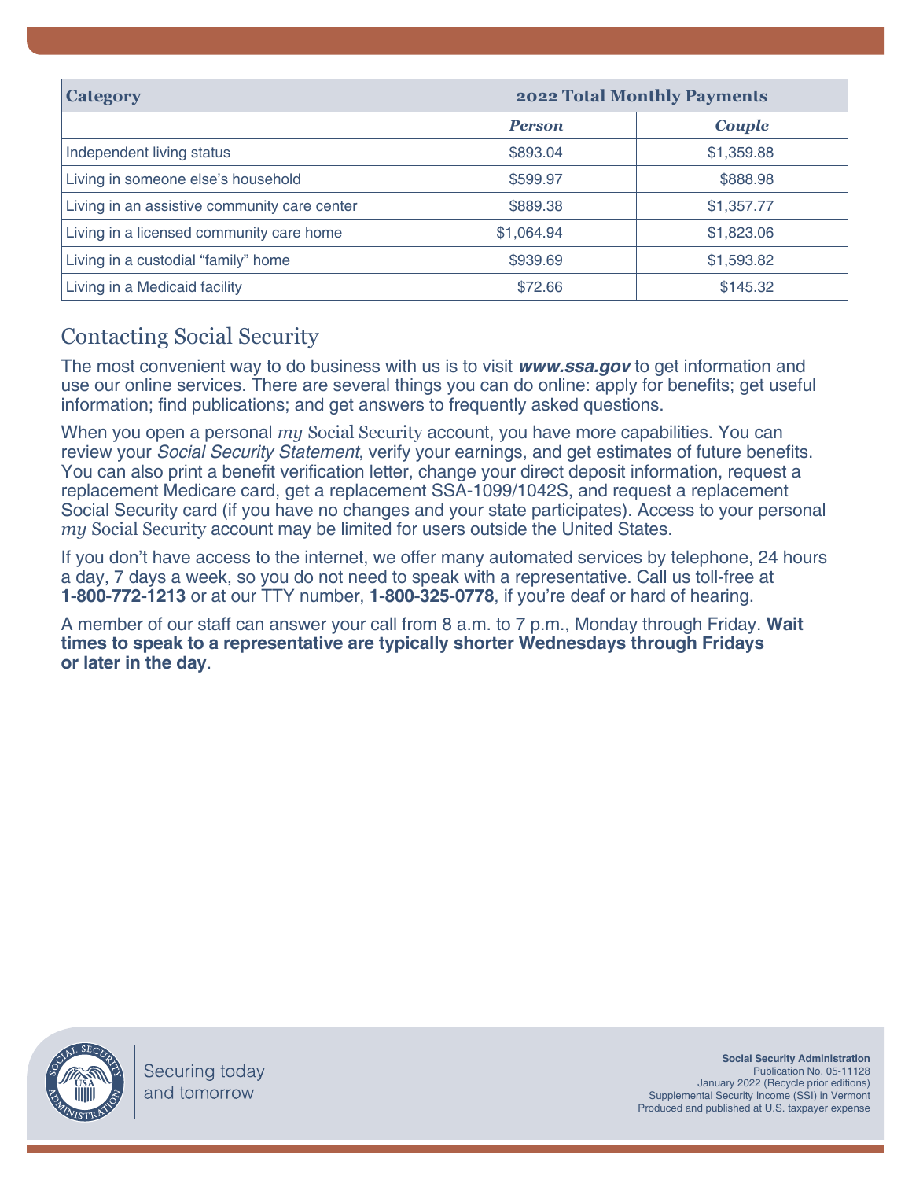| Category | 2022 Total Monthly Payments | |
|---|---|---|
| | ***Person*** | ***Couple*** |
| Independent living status | $893.04 | $1,359.88 |
| Living in someone else's household | $599.97 | $888.98 |
| Living in an assistive community care center | $889.38 | $1,357.77 |
| Living in a licensed community care home | $1,064.94 | $1,823.06 |
| Living in a custodial "family" home | $939.69 | $1,593.82 |
| Living in a Medicaid facility | $72.66 | $145.32 |

## Contacting Social Security

The most convenient way to do business with us is to visit ***www.ssa.gov*** to get information and use our online services. There are several things you can do online: apply for benefits; get useful information; find publications; and get answers to frequently asked questions.

When you open a personal *my* Social Security account, you have more capabilities. You can review your *Social Security Statement*, verify your earnings, and get estimates of future benefits. You can also print a benefit verification letter, change your direct deposit information, request a replacement Medicare card, get a replacement SSA-1099/1042S, and request a replacement Social Security card (if you have no changes and your state participates). Access to your personal *my* Social Security account may be limited for users outside the United States.

If you don't have access to the internet, we offer many automated services by telephone, 24 hours a day, 7 days a week, so you do not need to speak with a representative. Call us toll-free at **1-800-772-1213** or at our TTY number, **1-800-325-0778**, if you're deaf or hard of hearing.

A member of our staff can answer your call from 8 a.m. to 7 p.m., Monday through Friday. **Wait times to speak to a representative are typically shorter Wednesdays through Fridays or later in the day**.

Securing today and tomorrow

**Social Security Administration**
Publication No. 05-11128
January 2022 (Recycle prior editions)
Supplemental Security Income (SSI) in Vermont
Produced and published at U.S. taxpayer expense